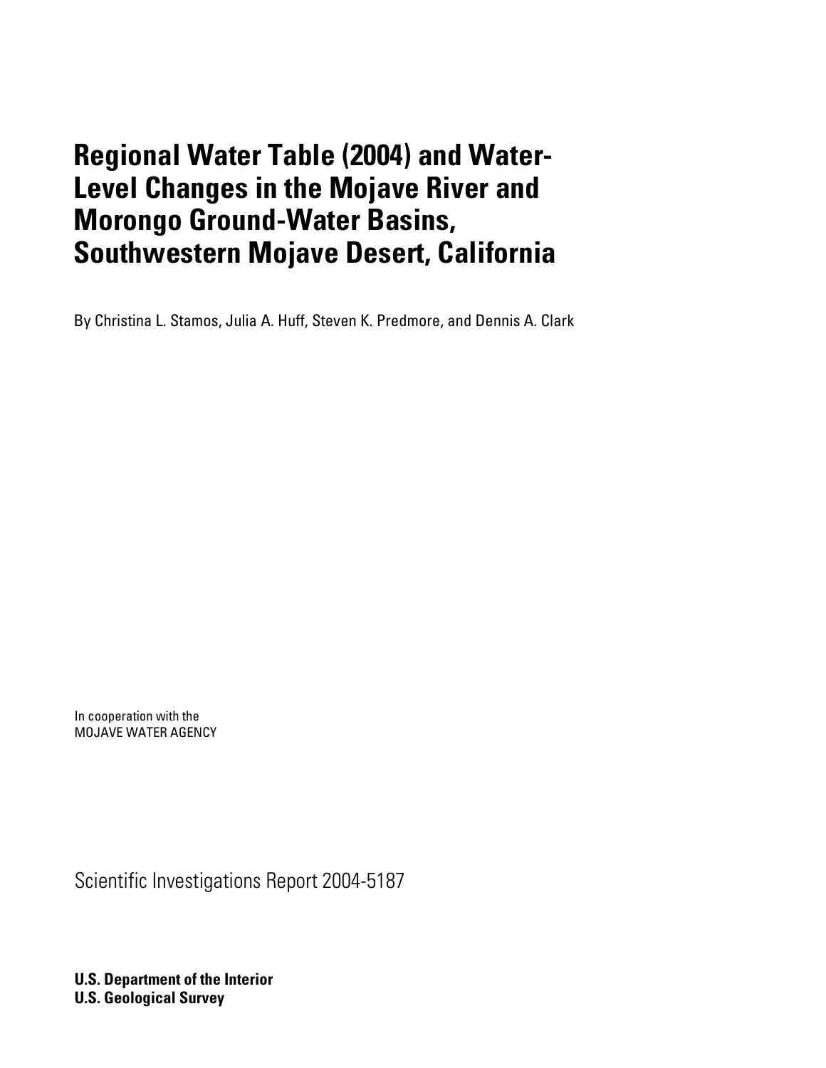# Regional Water Table (2004) and Water-Level Changes in the Mojave River and Morongo Ground-Water Basins, Southwestern Mojave Desert, California

By Christina L. Stamos, Julia A. Huff, Steven K. Predmore, and Dennis A. Clark

In cooperation with the
MOJAVE WATER AGENCY

Scientific Investigations Report 2004-5187

**U.S. Department of the Interior**
**U.S. Geological Survey**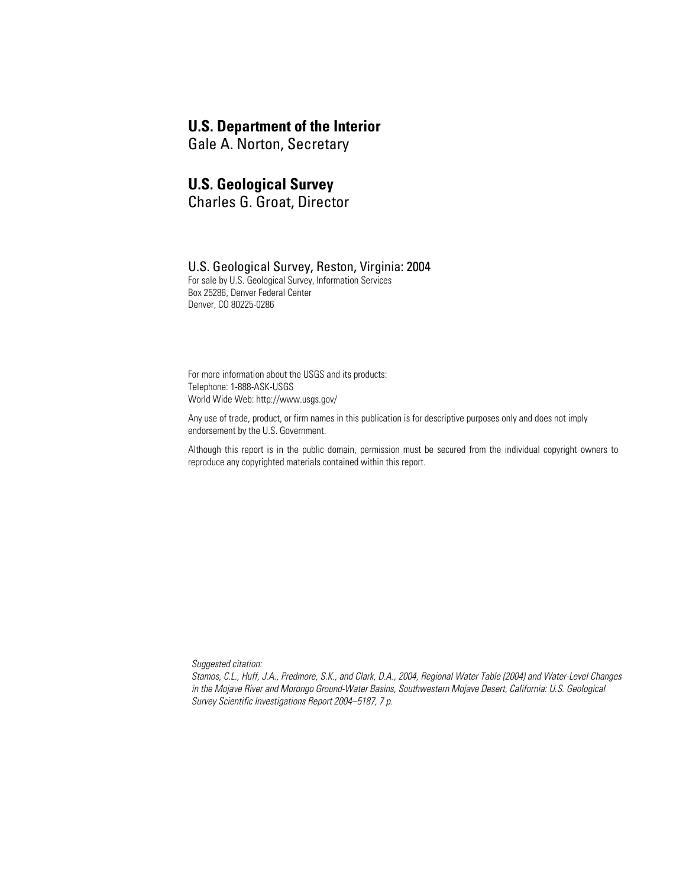**U.S. Department of the Interior**
Gale A. Norton, Secretary

**U.S. Geological Survey**
Charles G. Groat, Director

U.S. Geological Survey, Reston, Virginia: 2004
For sale by U.S. Geological Survey, Information Services
Box 25286, Denver Federal Center
Denver, CO 80225-0286

For more information about the USGS and its products:
Telephone: 1-888-ASK-USGS
World Wide Web: http://www.usgs.gov/

Any use of trade, product, or firm names in this publication is for descriptive purposes only and does not imply endorsement by the U.S. Government.

Although this report is in the public domain, permission must be secured from the individual copyright owners to reproduce any copyrighted materials contained within this report.

*Suggested citation:*
*Stamos, C.L., Huff, J.A., Predmore, S.K., and Clark, D.A., 2004, Regional Water Table (2004) and Water-Level Changes in the Mojave River and Morongo Ground-Water Basins, Southwestern Mojave Desert, California: U.S. Geological Survey Scientific Investigations Report 2004–5187, 7 p.*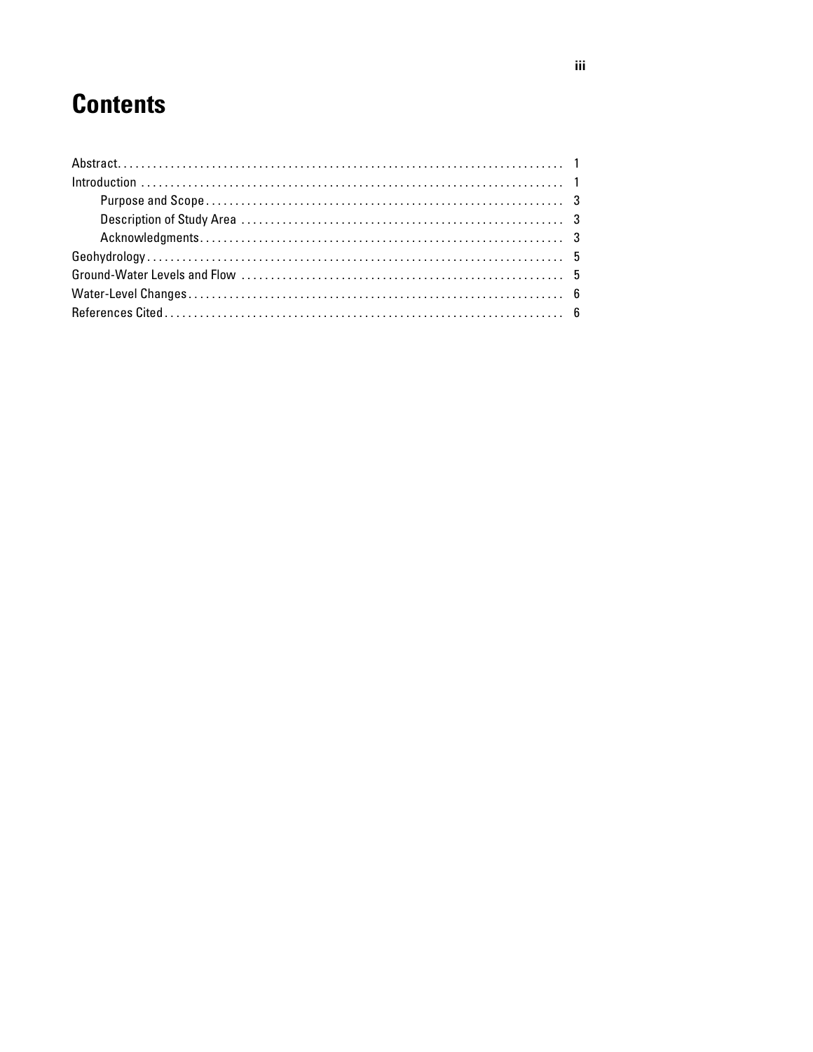# Contents

Abstract . . . . . . . . . . 1

Introduction . . . . . . . . . . 1

- Purpose and Scope . . . . . . . . . . 3
- Description of Study Area . . . . . . . . . . 3
- Acknowledgments . . . . . . . . . . 3

Geohydrology . . . . . . . . . . 5

Ground-Water Levels and Flow . . . . . . . . . . 5

Water-Level Changes . . . . . . . . . . 6

References Cited . . . . . . . . . . 6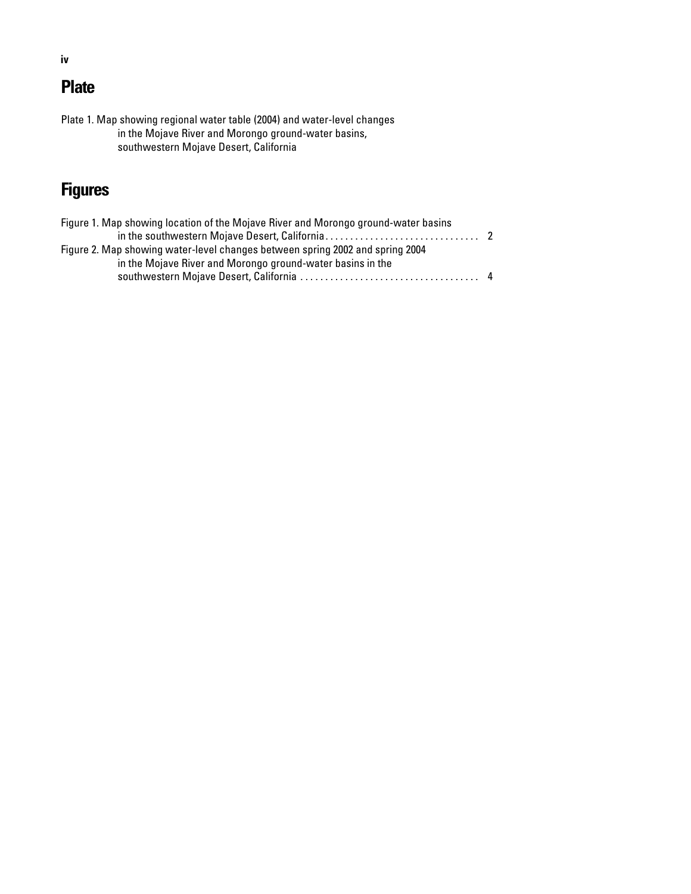## Plate

Plate 1. Map showing regional water table (2004) and water-level changes in the Mojave River and Morongo ground-water basins, southwestern Mojave Desert, California

## Figures

Figure 1. Map showing location of the Mojave River and Morongo ground-water basins in the southwestern Mojave Desert, California . . . . . . . . . . . . . . . . . . . . . . . . . . . . . . . 2

Figure 2. Map showing water-level changes between spring 2002 and spring 2004 in the Mojave River and Morongo ground-water basins in the southwestern Mojave Desert, California . . . . . . . . . . . . . . . . . . . . . . . . . . . . . . . . . . . 4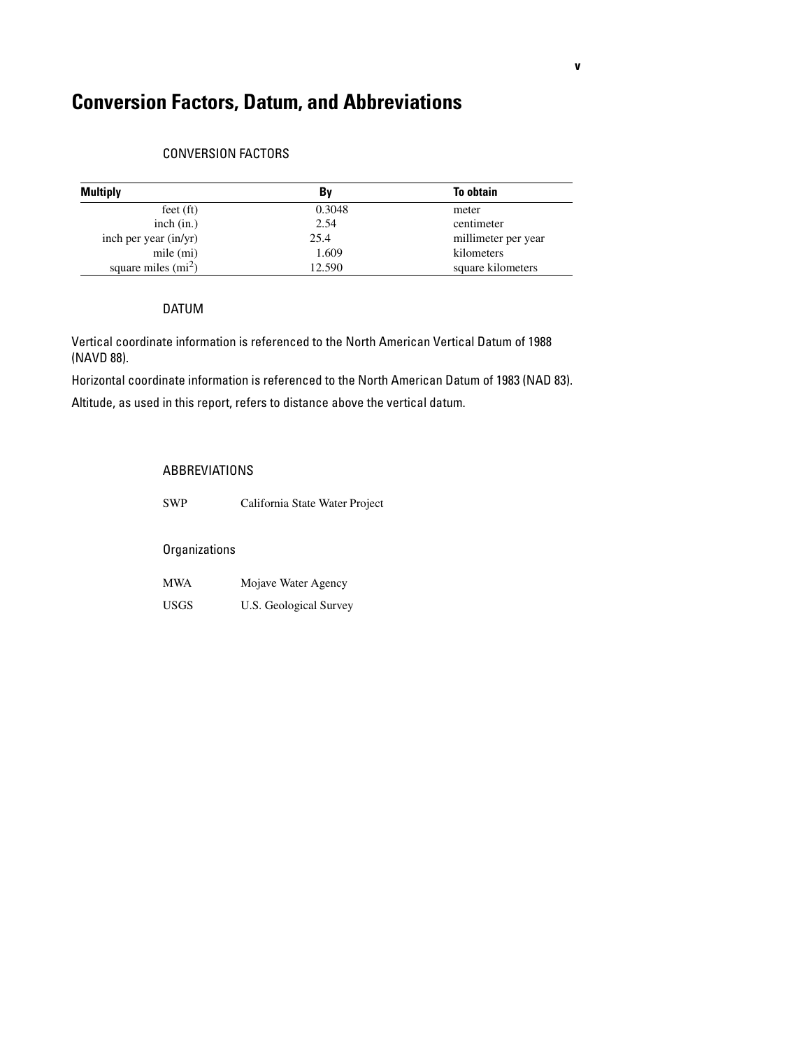# Conversion Factors, Datum, and Abbreviations

## CONVERSION FACTORS

| Multiply | By | To obtain |
|---|---|---|
| feet (ft) | 0.3048 | meter |
| inch (in.) | 2.54 | centimeter |
| inch per year (in/yr) | 25.4 | millimeter per year |
| mile (mi) | 1.609 | kilometers |
| square miles ($mi^2$) | 12.590 | square kilometers |

## DATUM

Vertical coordinate information is referenced to the North American Vertical Datum of 1988 (NAVD 88).

Horizontal coordinate information is referenced to the North American Datum of 1983 (NAD 83).

Altitude, as used in this report, refers to distance above the vertical datum.

## ABBREVIATIONS

SWP California State Water Project

### Organizations

MWA Mojave Water Agency

USGS U.S. Geological Survey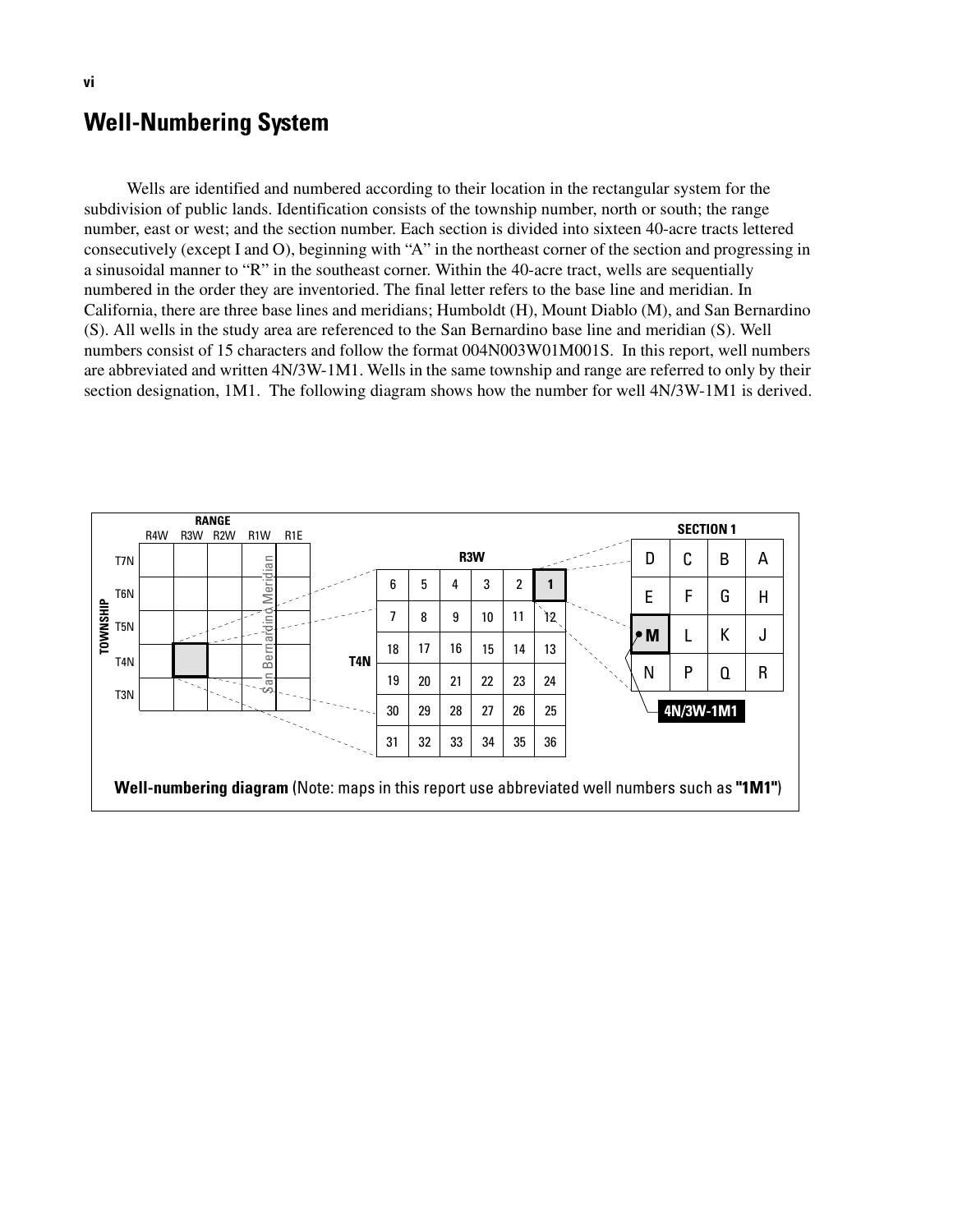## Well-Numbering System

Wells are identified and numbered according to their location in the rectangular system for the subdivision of public lands. Identification consists of the township number, north or south; the range number, east or west; and the section number. Each section is divided into sixteen 40-acre tracts lettered consecutively (except I and O), beginning with “A” in the northeast corner of the section and progressing in a sinusoidal manner to “R” in the southeast corner. Within the 40-acre tract, wells are sequentially numbered in the order they are inventoried. The final letter refers to the base line and meridian. In California, there are three base lines and meridians; Humboldt (H), Mount Diablo (M), and San Bernardino (S). All wells in the study area are referenced to the San Bernardino base line and meridian (S). Well numbers consist of 15 characters and follow the format 004N003W01M001S. In this report, well numbers are abbreviated and written 4N/3W-1M1. Wells in the same township and range are referred to only by their section designation, 1M1. The following diagram shows how the number for well 4N/3W-1M1 is derived.

**Well-numbering diagram** (Note: maps in this report use abbreviated well numbers such as **"1M1"**)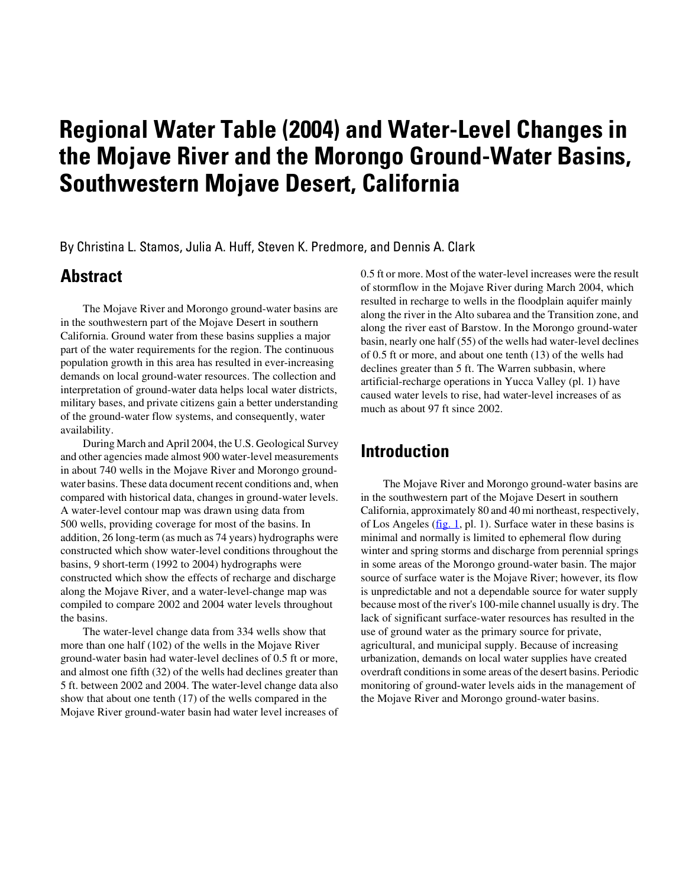# Regional Water Table (2004) and Water-Level Changes in the Mojave River and the Morongo Ground-Water Basins, Southwestern Mojave Desert, California

By Christina L. Stamos, Julia A. Huff, Steven K. Predmore, and Dennis A. Clark

## Abstract

The Mojave River and Morongo ground-water basins are in the southwestern part of the Mojave Desert in southern California. Ground water from these basins supplies a major part of the water requirements for the region. The continuous population growth in this area has resulted in ever-increasing demands on local ground-water resources. The collection and interpretation of ground-water data helps local water districts, military bases, and private citizens gain a better understanding of the ground-water flow systems, and consequently, water availability.

During March and April 2004, the U.S. Geological Survey and other agencies made almost 900 water-level measurements in about 740 wells in the Mojave River and Morongo ground-water basins. These data document recent conditions and, when compared with historical data, changes in ground-water levels. A water-level contour map was drawn using data from 500 wells, providing coverage for most of the basins. In addition, 26 long-term (as much as 74 years) hydrographs were constructed which show water-level conditions throughout the basins, 9 short-term (1992 to 2004) hydrographs were constructed which show the effects of recharge and discharge along the Mojave River, and a water-level-change map was compiled to compare 2002 and 2004 water levels throughout the basins.

The water-level change data from 334 wells show that more than one half (102) of the wells in the Mojave River ground-water basin had water-level declines of 0.5 ft or more, and almost one fifth (32) of the wells had declines greater than 5 ft. between 2002 and 2004. The water-level change data also show that about one tenth (17) of the wells compared in the Mojave River ground-water basin had water level increases of 0.5 ft or more. Most of the water-level increases were the result of stormflow in the Mojave River during March 2004, which resulted in recharge to wells in the floodplain aquifer mainly along the river in the Alto subarea and the Transition zone, and along the river east of Barstow. In the Morongo ground-water basin, nearly one half (55) of the wells had water-level declines of 0.5 ft or more, and about one tenth (13) of the wells had declines greater than 5 ft. The Warren subbasin, where artificial-recharge operations in Yucca Valley (pl. 1) have caused water levels to rise, had water-level increases of as much as about 97 ft since 2002.

## Introduction

The Mojave River and Morongo ground-water basins are in the southwestern part of the Mojave Desert in southern California, approximately 80 and 40 mi northeast, respectively, of Los Angeles (fig. 1, pl. 1). Surface water in these basins is minimal and normally is limited to ephemeral flow during winter and spring storms and discharge from perennial springs in some areas of the Morongo ground-water basin. The major source of surface water is the Mojave River; however, its flow is unpredictable and not a dependable source for water supply because most of the river's 100-mile channel usually is dry. The lack of significant surface-water resources has resulted in the use of ground water as the primary source for private, agricultural, and municipal supply. Because of increasing urbanization, demands on local water supplies have created overdraft conditions in some areas of the desert basins. Periodic monitoring of ground-water levels aids in the management of the Mojave River and Morongo ground-water basins.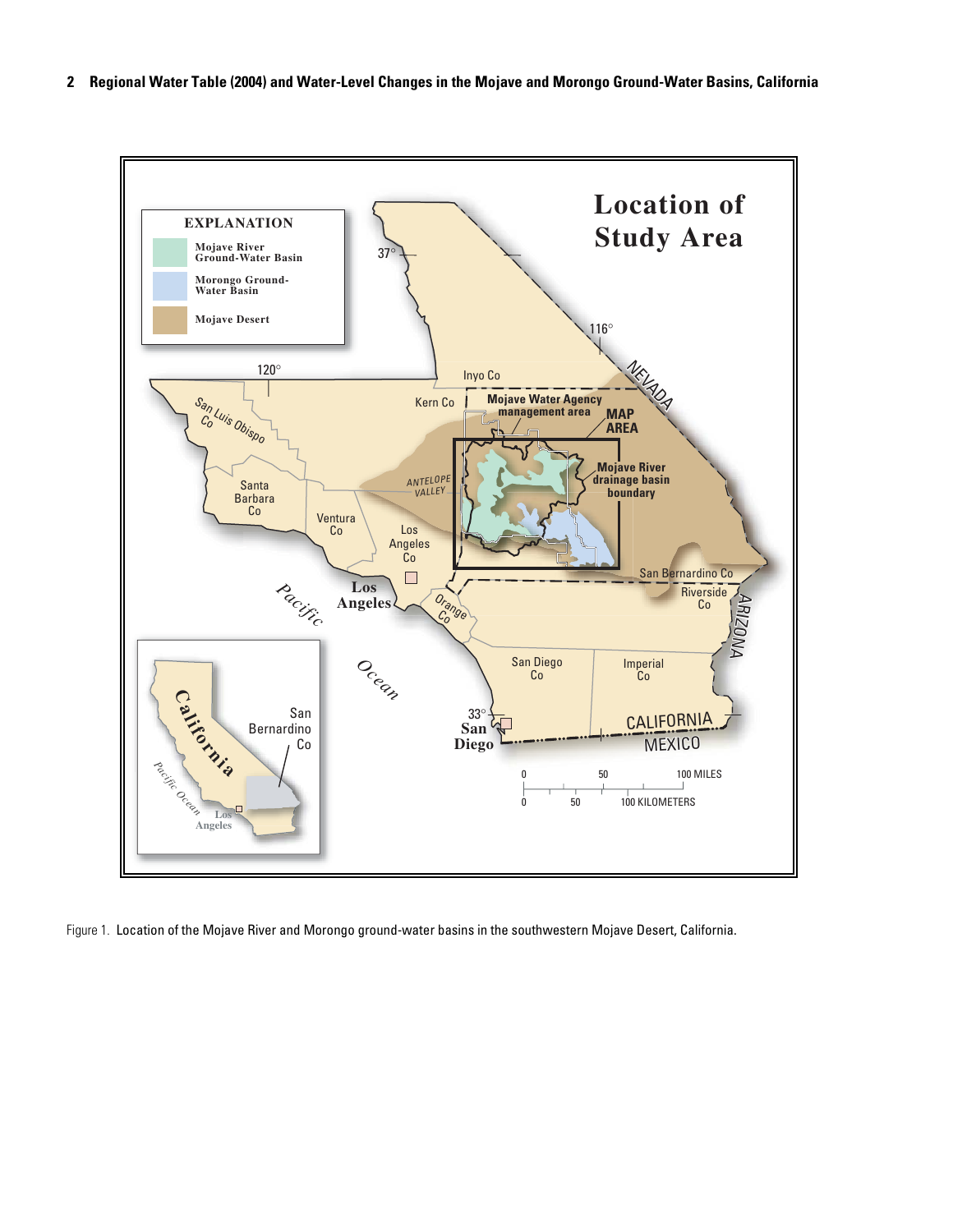Figure 1. Location of the Mojave River and Morongo ground-water basins in the southwestern Mojave Desert, California.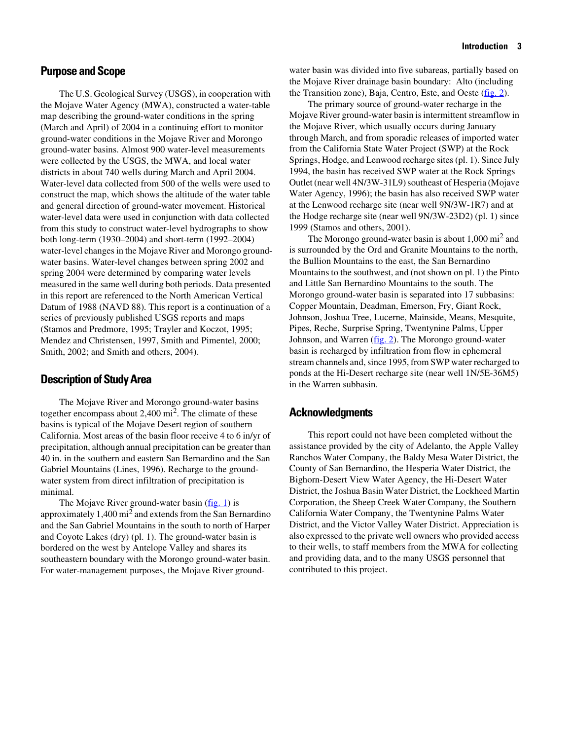## Purpose and Scope

The U.S. Geological Survey (USGS), in cooperation with the Mojave Water Agency (MWA), constructed a water-table map describing the ground-water conditions in the spring (March and April) of 2004 in a continuing effort to monitor ground-water conditions in the Mojave River and Morongo ground-water basins. Almost 900 water-level measurements were collected by the USGS, the MWA, and local water districts in about 740 wells during March and April 2004. Water-level data collected from 500 of the wells were used to construct the map, which shows the altitude of the water table and general direction of ground-water movement. Historical water-level data were used in conjunction with data collected from this study to construct water-level hydrographs to show both long-term (1930–2004) and short-term (1992–2004) water-level changes in the Mojave River and Morongo ground-water basins. Water-level changes between spring 2002 and spring 2004 were determined by comparing water levels measured in the same well during both periods. Data presented in this report are referenced to the North American Vertical Datum of 1988 (NAVD 88). This report is a continuation of a series of previously published USGS reports and maps (Stamos and Predmore, 1995; Trayler and Koczot, 1995; Mendez and Christensen, 1997, Smith and Pimentel, 2000; Smith, 2002; and Smith and others, 2004).

## Description of Study Area

The Mojave River and Morongo ground-water basins together encompass about 2,400 $mi^2$. The climate of these basins is typical of the Mojave Desert region of southern California. Most areas of the basin floor receive 4 to 6 in/yr of precipitation, although annual precipitation can be greater than 40 in. in the southern and eastern San Bernardino and the San Gabriel Mountains (Lines, 1996). Recharge to the ground-water system from direct infiltration of precipitation is minimal.

The Mojave River ground-water basin (fig. 1) is approximately 1,400 $mi^2$ and extends from the San Bernardino and the San Gabriel Mountains in the south to north of Harper and Coyote Lakes (dry) (pl. 1). The ground-water basin is bordered on the west by Antelope Valley and shares its southeastern boundary with the Morongo ground-water basin. For water-management purposes, the Mojave River ground-water basin was divided into five subareas, partially based on the Mojave River drainage basin boundary: Alto (including the Transition zone), Baja, Centro, Este, and Oeste (fig. 2).

The primary source of ground-water recharge in the Mojave River ground-water basin is intermittent streamflow in the Mojave River, which usually occurs during January through March, and from sporadic releases of imported water from the California State Water Project (SWP) at the Rock Springs, Hodge, and Lenwood recharge sites (pl. 1). Since July 1994, the basin has received SWP water at the Rock Springs Outlet (near well 4N/3W-31L9) southeast of Hesperia (Mojave Water Agency, 1996); the basin has also received SWP water at the Lenwood recharge site (near well 9N/3W-1R7) and at the Hodge recharge site (near well 9N/3W-23D2) (pl. 1) since 1999 (Stamos and others, 2001).

The Morongo ground-water basin is about 1,000 $mi^2$ and is surrounded by the Ord and Granite Mountains to the north, the Bullion Mountains to the east, the San Bernardino Mountains to the southwest, and (not shown on pl. 1) the Pinto and Little San Bernardino Mountains to the south. The Morongo ground-water basin is separated into 17 subbasins: Copper Mountain, Deadman, Emerson, Fry, Giant Rock, Johnson, Joshua Tree, Lucerne, Mainside, Means, Mesquite, Pipes, Reche, Surprise Spring, Twentynine Palms, Upper Johnson, and Warren (fig. 2). The Morongo ground-water basin is recharged by infiltration from flow in ephemeral stream channels and, since 1995, from SWP water recharged to ponds at the Hi-Desert recharge site (near well 1N/5E-36M5) in the Warren subbasin.

## Acknowledgments

This report could not have been completed without the assistance provided by the city of Adelanto, the Apple Valley Ranchos Water Company, the Baldy Mesa Water District, the County of San Bernardino, the Hesperia Water District, the Bighorn-Desert View Water Agency, the Hi-Desert Water District, the Joshua Basin Water District, the Lockheed Martin Corporation, the Sheep Creek Water Company, the Southern California Water Company, the Twentynine Palms Water District, and the Victor Valley Water District. Appreciation is also expressed to the private well owners who provided access to their wells, to staff members from the MWA for collecting and providing data, and to the many USGS personnel that contributed to this project.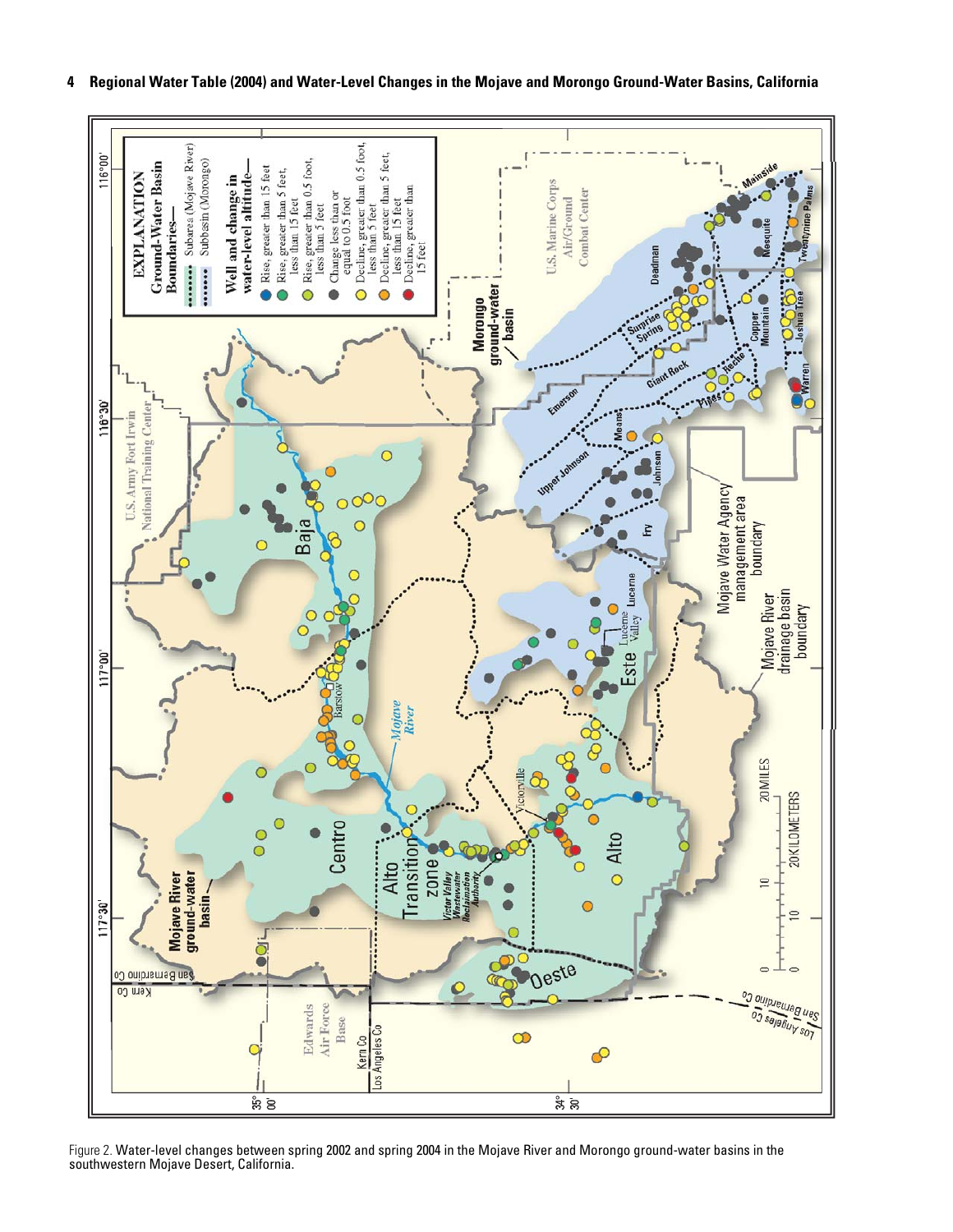Figure 2. Water-level changes between spring 2002 and spring 2004 in the Mojave River and Morongo ground-water basins in the southwestern Mojave Desert, California.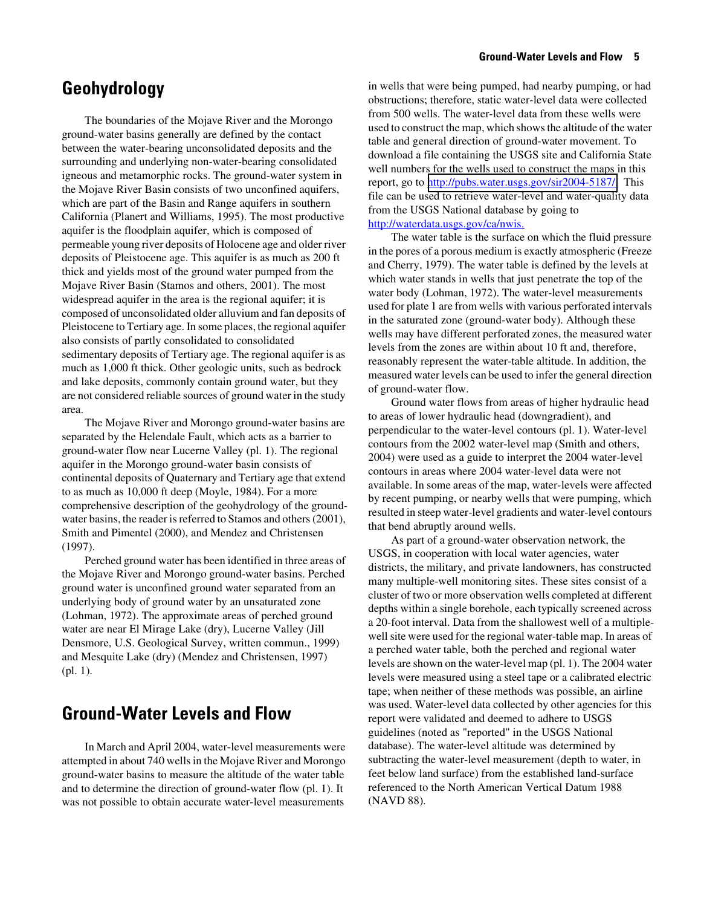## Geohydrology

The boundaries of the Mojave River and the Morongo ground-water basins generally are defined by the contact between the water-bearing unconsolidated deposits and the surrounding and underlying non-water-bearing consolidated igneous and metamorphic rocks. The ground-water system in the Mojave River Basin consists of two unconfined aquifers, which are part of the Basin and Range aquifers in southern California (Planert and Williams, 1995). The most productive aquifer is the floodplain aquifer, which is composed of permeable young river deposits of Holocene age and older river deposits of Pleistocene age. This aquifer is as much as 200 ft thick and yields most of the ground water pumped from the Mojave River Basin (Stamos and others, 2001). The most widespread aquifer in the area is the regional aquifer; it is composed of unconsolidated older alluvium and fan deposits of Pleistocene to Tertiary age. In some places, the regional aquifer also consists of partly consolidated to consolidated sedimentary deposits of Tertiary age. The regional aquifer is as much as 1,000 ft thick. Other geologic units, such as bedrock and lake deposits, commonly contain ground water, but they are not considered reliable sources of ground water in the study area.

The Mojave River and Morongo ground-water basins are separated by the Helendale Fault, which acts as a barrier to ground-water flow near Lucerne Valley (pl. 1). The regional aquifer in the Morongo ground-water basin consists of continental deposits of Quaternary and Tertiary age that extend to as much as 10,000 ft deep (Moyle, 1984). For a more comprehensive description of the geohydrology of the ground-water basins, the reader is referred to Stamos and others (2001), Smith and Pimentel (2000), and Mendez and Christensen (1997).

Perched ground water has been identified in three areas of the Mojave River and Morongo ground-water basins. Perched ground water is unconfined ground water separated from an underlying body of ground water by an unsaturated zone (Lohman, 1972). The approximate areas of perched ground water are near El Mirage Lake (dry), Lucerne Valley (Jill Densmore, U.S. Geological Survey, written commun., 1999) and Mesquite Lake (dry) (Mendez and Christensen, 1997) (pl. 1).

## Ground-Water Levels and Flow

In March and April 2004, water-level measurements were attempted in about 740 wells in the Mojave River and Morongo ground-water basins to measure the altitude of the water table and to determine the direction of ground-water flow (pl. 1). It was not possible to obtain accurate water-level measurements in wells that were being pumped, had nearby pumping, or had obstructions; therefore, static water-level data were collected from 500 wells. The water-level data from these wells were used to construct the map, which shows the altitude of the water table and general direction of ground-water movement. To download a file containing the USGS site and California State well numbers for the wells used to construct the maps in this report, go to http://pubs.water.usgs.gov/sir2004-5187/. This file can be used to retrieve water-level and water-quality data from the USGS National database by going to http://waterdata.usgs.gov/ca/nwis.

The water table is the surface on which the fluid pressure in the pores of a porous medium is exactly atmospheric (Freeze and Cherry, 1979). The water table is defined by the levels at which water stands in wells that just penetrate the top of the water body (Lohman, 1972). The water-level measurements used for plate 1 are from wells with various perforated intervals in the saturated zone (ground-water body). Although these wells may have different perforated zones, the measured water levels from the zones are within about 10 ft and, therefore, reasonably represent the water-table altitude. In addition, the measured water levels can be used to infer the general direction of ground-water flow.

Ground water flows from areas of higher hydraulic head to areas of lower hydraulic head (downgradient), and perpendicular to the water-level contours (pl. 1). Water-level contours from the 2002 water-level map (Smith and others, 2004) were used as a guide to interpret the 2004 water-level contours in areas where 2004 water-level data were not available. In some areas of the map, water-levels were affected by recent pumping, or nearby wells that were pumping, which resulted in steep water-level gradients and water-level contours that bend abruptly around wells.

As part of a ground-water observation network, the USGS, in cooperation with local water agencies, water districts, the military, and private landowners, has constructed many multiple-well monitoring sites. These sites consist of a cluster of two or more observation wells completed at different depths within a single borehole, each typically screened across a 20-foot interval. Data from the shallowest well of a multiple-well site were used for the regional water-table map. In areas of a perched water table, both the perched and regional water levels are shown on the water-level map (pl. 1). The 2004 water levels were measured using a steel tape or a calibrated electric tape; when neither of these methods was possible, an airline was used. Water-level data collected by other agencies for this report were validated and deemed to adhere to USGS guidelines (noted as "reported" in the USGS National database). The water-level altitude was determined by subtracting the water-level measurement (depth to water, in feet below land surface) from the established land-surface referenced to the North American Vertical Datum 1988 (NAVD 88).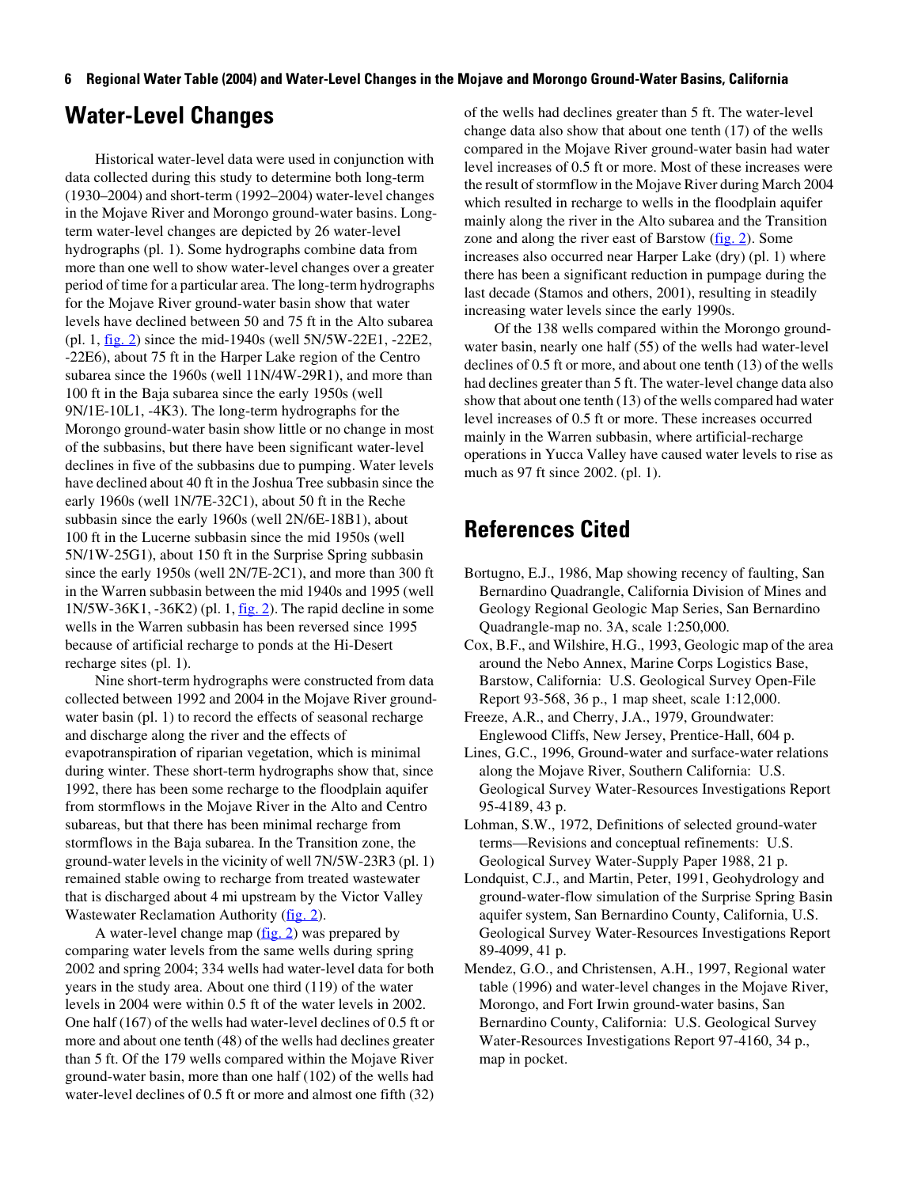## Water-Level Changes

Historical water-level data were used in conjunction with data collected during this study to determine both long-term (1930–2004) and short-term (1992–2004) water-level changes in the Mojave River and Morongo ground-water basins. Long-term water-level changes are depicted by 26 water-level hydrographs (pl. 1). Some hydrographs combine data from more than one well to show water-level changes over a greater period of time for a particular area. The long-term hydrographs for the Mojave River ground-water basin show that water levels have declined between 50 and 75 ft in the Alto subarea (pl. 1, fig. 2) since the mid-1940s (well 5N/5W-22E1, -22E2, -22E6), about 75 ft in the Harper Lake region of the Centro subarea since the 1960s (well 11N/4W-29R1), and more than 100 ft in the Baja subarea since the early 1950s (well 9N/1E-10L1, -4K3). The long-term hydrographs for the Morongo ground-water basin show little or no change in most of the subbasins, but there have been significant water-level declines in five of the subbasins due to pumping. Water levels have declined about 40 ft in the Joshua Tree subbasin since the early 1960s (well 1N/7E-32C1), about 50 ft in the Reche subbasin since the early 1960s (well 2N/6E-18B1), about 100 ft in the Lucerne subbasin since the mid 1950s (well 5N/1W-25G1), about 150 ft in the Surprise Spring subbasin since the early 1950s (well 2N/7E-2C1), and more than 300 ft in the Warren subbasin between the mid 1940s and 1995 (well 1N/5W-36K1, -36K2) (pl. 1, fig. 2). The rapid decline in some wells in the Warren subbasin has been reversed since 1995 because of artificial recharge to ponds at the Hi-Desert recharge sites (pl. 1).

Nine short-term hydrographs were constructed from data collected between 1992 and 2004 in the Mojave River ground-water basin (pl. 1) to record the effects of seasonal recharge and discharge along the river and the effects of evapotranspiration of riparian vegetation, which is minimal during winter. These short-term hydrographs show that, since 1992, there has been some recharge to the floodplain aquifer from stormflows in the Mojave River in the Alto and Centro subareas, but that there has been minimal recharge from stormflows in the Baja subarea. In the Transition zone, the ground-water levels in the vicinity of well 7N/5W-23R3 (pl. 1) remained stable owing to recharge from treated wastewater that is discharged about 4 mi upstream by the Victor Valley Wastewater Reclamation Authority (fig. 2).

A water-level change map (fig. 2) was prepared by comparing water levels from the same wells during spring 2002 and spring 2004; 334 wells had water-level data for both years in the study area. About one third (119) of the water levels in 2004 were within 0.5 ft of the water levels in 2002. One half (167) of the wells had water-level declines of 0.5 ft or more and about one tenth (48) of the wells had declines greater than 5 ft. Of the 179 wells compared within the Mojave River ground-water basin, more than one half (102) of the wells had water-level declines of 0.5 ft or more and almost one fifth (32) of the wells had declines greater than 5 ft. The water-level change data also show that about one tenth (17) of the wells compared in the Mojave River ground-water basin had water level increases of 0.5 ft or more. Most of these increases were the result of stormflow in the Mojave River during March 2004 which resulted in recharge to wells in the floodplain aquifer mainly along the river in the Alto subarea and the Transition zone and along the river east of Barstow (fig. 2). Some increases also occurred near Harper Lake (dry) (pl. 1) where there has been a significant reduction in pumpage during the last decade (Stamos and others, 2001), resulting in steadily increasing water levels since the early 1990s.

Of the 138 wells compared within the Morongo ground-water basin, nearly one half (55) of the wells had water-level declines of 0.5 ft or more, and about one tenth (13) of the wells had declines greater than 5 ft. The water-level change data also show that about one tenth (13) of the wells compared had water level increases of 0.5 ft or more. These increases occurred mainly in the Warren subbasin, where artificial-recharge operations in Yucca Valley have caused water levels to rise as much as 97 ft since 2002. (pl. 1).

## References Cited

Bortugno, E.J., 1986, Map showing recency of faulting, San Bernardino Quadrangle, California Division of Mines and Geology Regional Geologic Map Series, San Bernardino Quadrangle-map no. 3A, scale 1:250,000.

Cox, B.F., and Wilshire, H.G., 1993, Geologic map of the area around the Nebo Annex, Marine Corps Logistics Base, Barstow, California: U.S. Geological Survey Open-File Report 93-568, 36 p., 1 map sheet, scale 1:12,000.

Freeze, A.R., and Cherry, J.A., 1979, Groundwater: Englewood Cliffs, New Jersey, Prentice-Hall, 604 p.

Lines, G.C., 1996, Ground-water and surface-water relations along the Mojave River, Southern California: U.S. Geological Survey Water-Resources Investigations Report 95-4189, 43 p.

Lohman, S.W., 1972, Definitions of selected ground-water terms—Revisions and conceptual refinements: U.S. Geological Survey Water-Supply Paper 1988, 21 p.

Londquist, C.J., and Martin, Peter, 1991, Geohydrology and ground-water-flow simulation of the Surprise Spring Basin aquifer system, San Bernardino County, California, U.S. Geological Survey Water-Resources Investigations Report 89-4099, 41 p.

Mendez, G.O., and Christensen, A.H., 1997, Regional water table (1996) and water-level changes in the Mojave River, Morongo, and Fort Irwin ground-water basins, San Bernardino County, California: U.S. Geological Survey Water-Resources Investigations Report 97-4160, 34 p., map in pocket.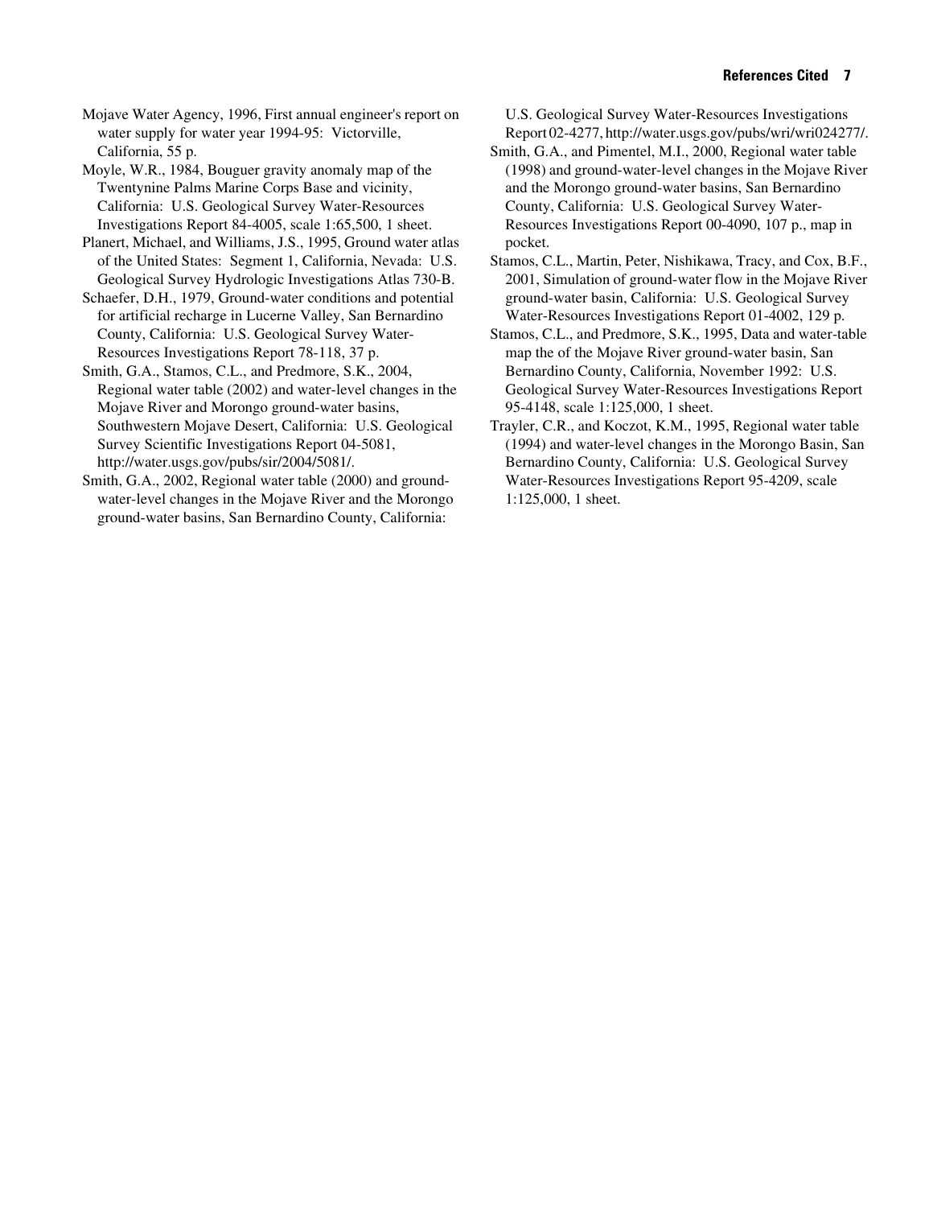Mojave Water Agency, 1996, First annual engineer's report on water supply for water year 1994-95: Victorville, California, 55 p.

Moyle, W.R., 1984, Bouguer gravity anomaly map of the Twentynine Palms Marine Corps Base and vicinity, California: U.S. Geological Survey Water-Resources Investigations Report 84-4005, scale 1:65,500, 1 sheet.

Planert, Michael, and Williams, J.S., 1995, Ground water atlas of the United States: Segment 1, California, Nevada: U.S. Geological Survey Hydrologic Investigations Atlas 730-B.

Schaefer, D.H., 1979, Ground-water conditions and potential for artificial recharge in Lucerne Valley, San Bernardino County, California: U.S. Geological Survey Water-Resources Investigations Report 78-118, 37 p.

Smith, G.A., Stamos, C.L., and Predmore, S.K., 2004, Regional water table (2002) and water-level changes in the Mojave River and Morongo ground-water basins, Southwestern Mojave Desert, California: U.S. Geological Survey Scientific Investigations Report 04-5081, http://water.usgs.gov/pubs/sir/2004/5081/.

Smith, G.A., 2002, Regional water table (2000) and ground-water-level changes in the Mojave River and the Morongo ground-water basins, San Bernardino County, California: U.S. Geological Survey Water-Resources Investigations Report 02-4277, http://water.usgs.gov/pubs/wri/wri024277/.

Smith, G.A., and Pimentel, M.I., 2000, Regional water table (1998) and ground-water-level changes in the Mojave River and the Morongo ground-water basins, San Bernardino County, California: U.S. Geological Survey Water-Resources Investigations Report 00-4090, 107 p., map in pocket.

Stamos, C.L., Martin, Peter, Nishikawa, Tracy, and Cox, B.F., 2001, Simulation of ground-water flow in the Mojave River ground-water basin, California: U.S. Geological Survey Water-Resources Investigations Report 01-4002, 129 p.

Stamos, C.L., and Predmore, S.K., 1995, Data and water-table map the of the Mojave River ground-water basin, San Bernardino County, California, November 1992: U.S. Geological Survey Water-Resources Investigations Report 95-4148, scale 1:125,000, 1 sheet.

Trayler, C.R., and Koczot, K.M., 1995, Regional water table (1994) and water-level changes in the Morongo Basin, San Bernardino County, California: U.S. Geological Survey Water-Resources Investigations Report 95-4209, scale 1:125,000, 1 sheet.